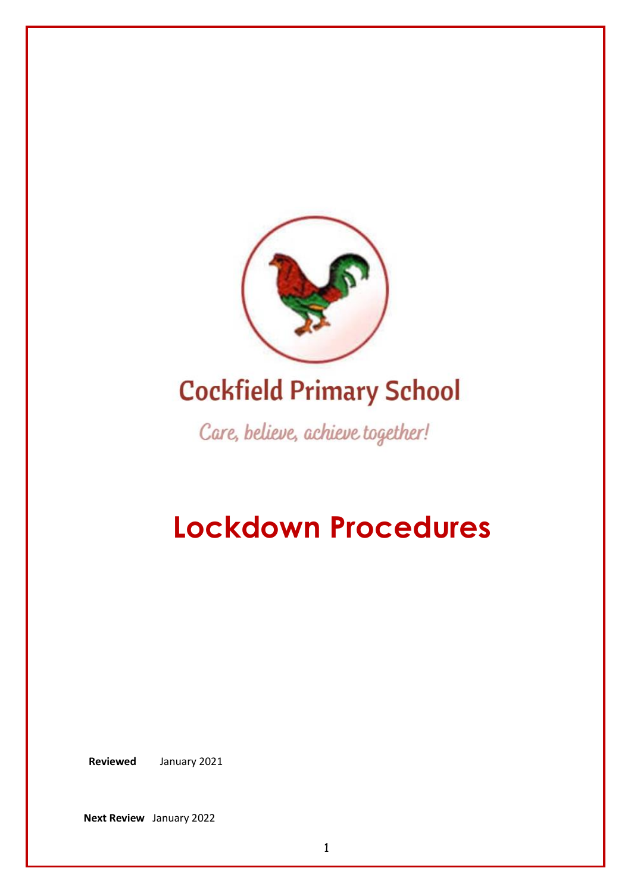Cockfield Primary School

*Care, believe, achieve together!*

# Lockdown Procedures

**Reviewed** January 2021

**Next Review** January 2022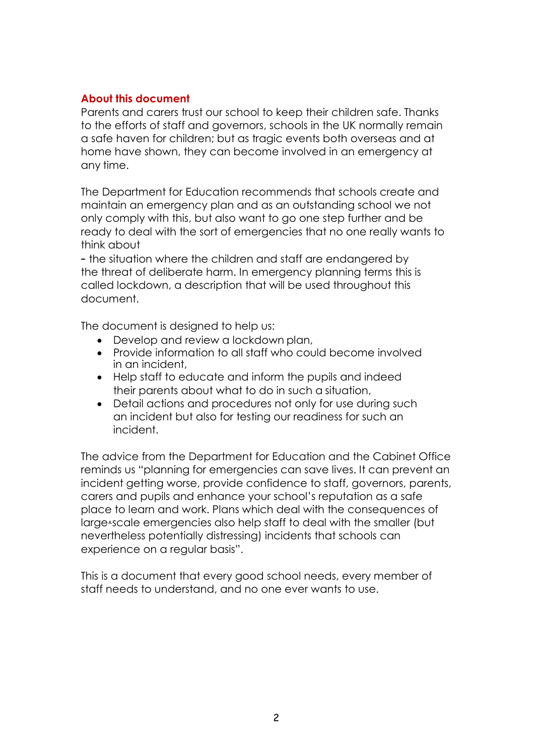## About this document

Parents and carers trust our school to keep their children safe. Thanks to the efforts of staff and governors, schools in the UK normally remain a safe haven for children; but as tragic events both overseas and at home have shown, they can become involved in an emergency at any time.

The Department for Education recommends that schools create and maintain an emergency plan and as an outstanding school we not only comply with this, but also want to go one step further and be ready to deal with the sort of emergencies that no one really wants to think about
- the situation where the children and staff are endangered by the threat of deliberate harm. In emergency planning terms this is called lockdown, a description that will be used throughout this document.

The document is designed to help us:

- Develop and review a lockdown plan,
- Provide information to all staff who could become involved in an incident,
- Help staff to educate and inform the pupils and indeed their parents about what to do in such a situation,
- Detail actions and procedures not only for use during such an incident but also for testing our readiness for such an incident.

The advice from the Department for Education and the Cabinet Office reminds us "planning for emergencies can save lives. It can prevent an incident getting worse, provide confidence to staff, governors, parents, carers and pupils and enhance your school's reputation as a safe place to learn and work. Plans which deal with the consequences of large-scale emergencies also help staff to deal with the smaller (but nevertheless potentially distressing) incidents that schools can experience on a regular basis".

This is a document that every good school needs, every member of staff needs to understand, and no one ever wants to use.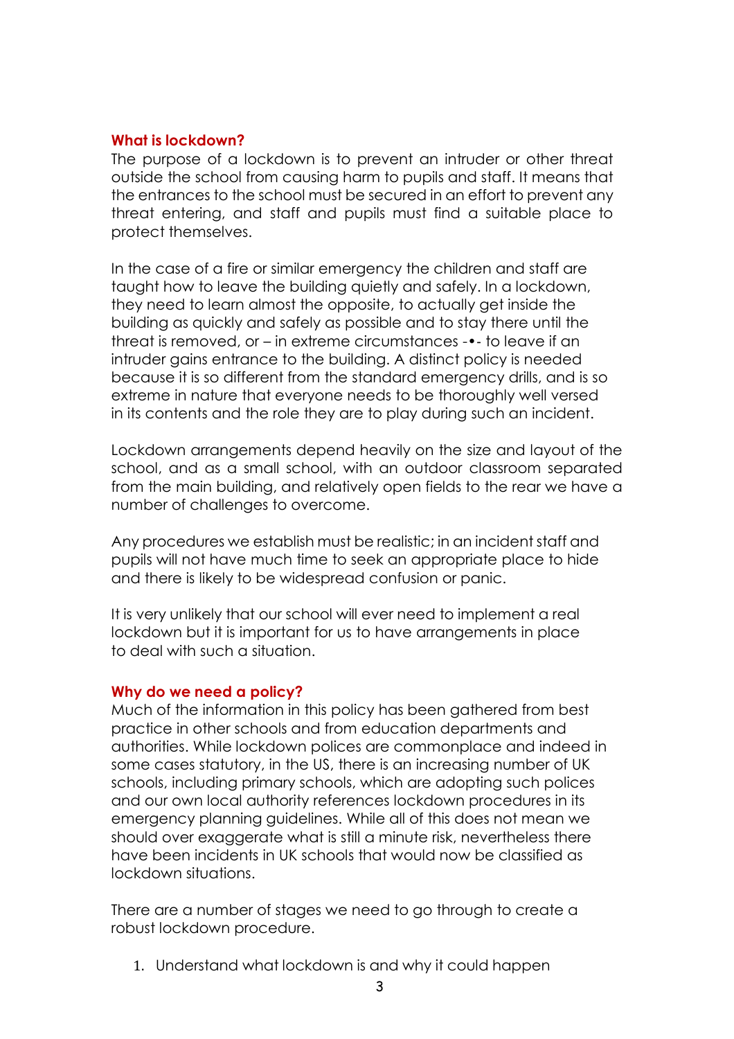## What is lockdown?

The purpose of a lockdown is to prevent an intruder or other threat outside the school from causing harm to pupils and staff. It means that the entrances to the school must be secured in an effort to prevent any threat entering, and staff and pupils must find a suitable place to protect themselves.

In the case of a fire or similar emergency the children and staff are taught how to leave the building quietly and safely. In a lockdown, they need to learn almost the opposite, to actually get inside the building as quickly and safely as possible and to stay there until the threat is removed, or – in extreme circumstances -•- to leave if an intruder gains entrance to the building. A distinct policy is needed because it is so different from the standard emergency drills, and is so extreme in nature that everyone needs to be thoroughly well versed in its contents and the role they are to play during such an incident.

Lockdown arrangements depend heavily on the size and layout of the school, and as a small school, with an outdoor classroom separated from the main building, and relatively open fields to the rear we have a number of challenges to overcome.

Any procedures we establish must be realistic; in an incident staff and pupils will not have much time to seek an appropriate place to hide and there is likely to be widespread confusion or panic.

It is very unlikely that our school will ever need to implement a real lockdown but it is important for us to have arrangements in place to deal with such a situation.

## Why do we need a policy?

Much of the information in this policy has been gathered from best practice in other schools and from education departments and authorities. While lockdown polices are commonplace and indeed in some cases statutory, in the US, there is an increasing number of UK schools, including primary schools, which are adopting such polices and our own local authority references lockdown procedures in its emergency planning guidelines. While all of this does not mean we should over exaggerate what is still a minute risk, nevertheless there have been incidents in UK schools that would now be classified as lockdown situations.

There are a number of stages we need to go through to create a robust lockdown procedure.

1. Understand what lockdown is and why it could happen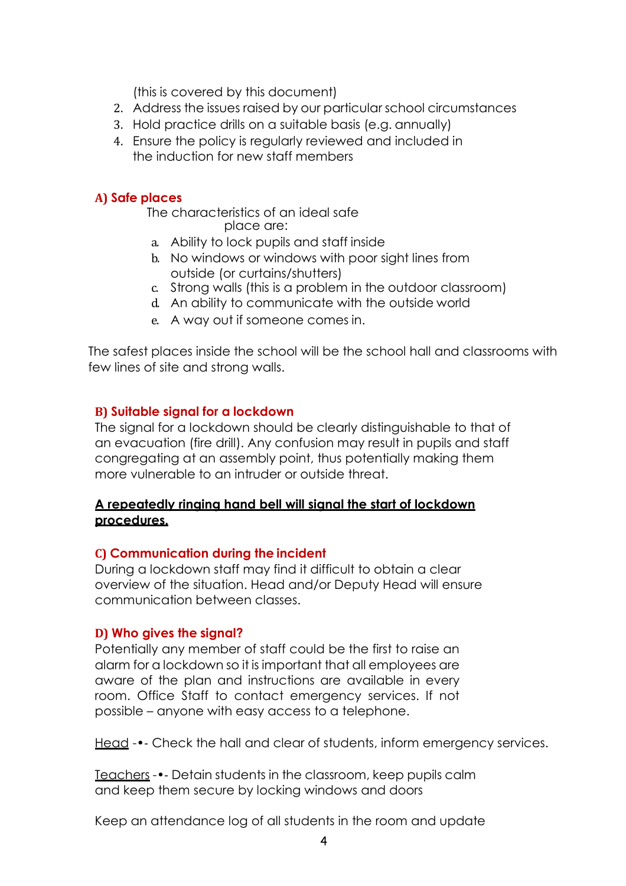(this is covered by this document)

2. Address the issues raised by our particular school circumstances
3. Hold practice drills on a suitable basis (e.g. annually)
4. Ensure the policy is regularly reviewed and included in the induction for new staff members

### A) Safe places

The characteristics of an ideal safe place are:

a. Ability to lock pupils and staff inside
b. No windows or windows with poor sight lines from outside (or curtains/shutters)
c. Strong walls (this is a problem in the outdoor classroom)
d. An ability to communicate with the outside world
e. A way out if someone comes in.

The safest places inside the school will be the school hall and classrooms with few lines of site and strong walls.

### B) Suitable signal for a lockdown

The signal for a lockdown should be clearly distinguishable to that of an evacuation (fire drill). Any confusion may result in pupils and staff congregating at an assembly point, thus potentially making them more vulnerable to an intruder or outside threat.

**<u>A repeatedly ringing hand bell will signal the start of lockdown procedures.</u>**

### C) Communication during the incident

During a lockdown staff may find it difficult to obtain a clear overview of the situation. Head and/or Deputy Head will ensure communication between classes.

### D) Who gives the signal?

Potentially any member of staff could be the first to raise an alarm for a lockdown so it is important that all employees are aware of the plan and instructions are available in every room. Office Staff to contact emergency services. If not possible – anyone with easy access to a telephone.

<u>Head</u> -•- Check the hall and clear of students, inform emergency services.

<u>Teachers</u> -•- Detain students in the classroom, keep pupils calm and keep them secure by locking windows and doors

Keep an attendance log of all students in the room and update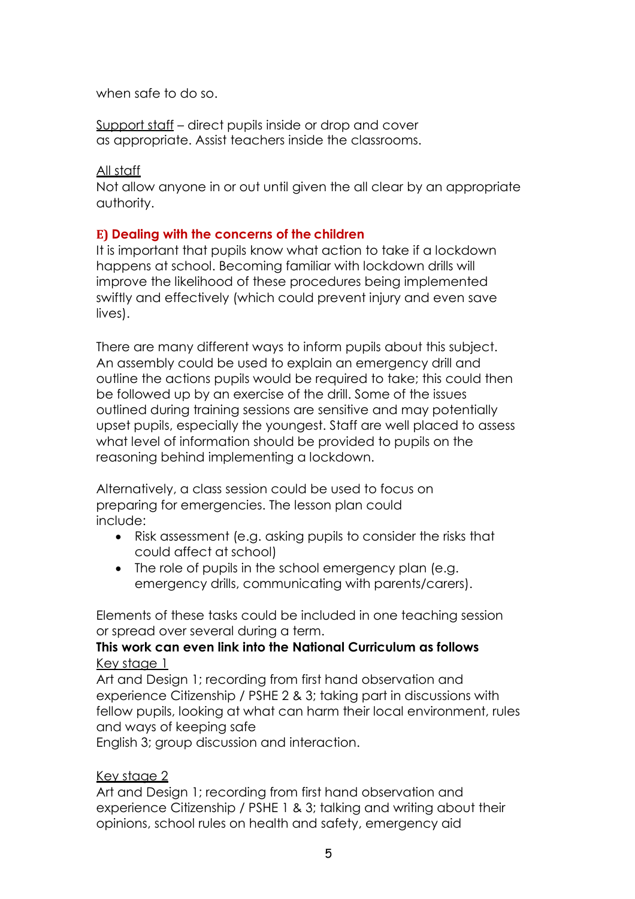when safe to do so.

Support staff – direct pupils inside or drop and cover as appropriate. Assist teachers inside the classrooms.

All staff
Not allow anyone in or out until given the all clear by an appropriate authority.

### E) Dealing with the concerns of the children

It is important that pupils know what action to take if a lockdown happens at school. Becoming familiar with lockdown drills will improve the likelihood of these procedures being implemented swiftly and effectively (which could prevent injury and even save lives).

There are many different ways to inform pupils about this subject. An assembly could be used to explain an emergency drill and outline the actions pupils would be required to take; this could then be followed up by an exercise of the drill. Some of the issues outlined during training sessions are sensitive and may potentially upset pupils, especially the youngest. Staff are well placed to assess what level of information should be provided to pupils on the reasoning behind implementing a lockdown.

Alternatively, a class session could be used to focus on preparing for emergencies. The lesson plan could include:

- Risk assessment (e.g. asking pupils to consider the risks that could affect at school)
- The role of pupils in the school emergency plan (e.g. emergency drills, communicating with parents/carers).

Elements of these tasks could be included in one teaching session or spread over several during a term.

**This work can even link into the National Curriculum as follows**

Key stage 1
Art and Design 1; recording from first hand observation and experience Citizenship / PSHE 2 & 3; taking part in discussions with fellow pupils, looking at what can harm their local environment, rules and ways of keeping safe
English 3; group discussion and interaction.

Key stage 2
Art and Design 1; recording from first hand observation and experience Citizenship / PSHE 1 & 3; talking and writing about their opinions, school rules on health and safety, emergency aid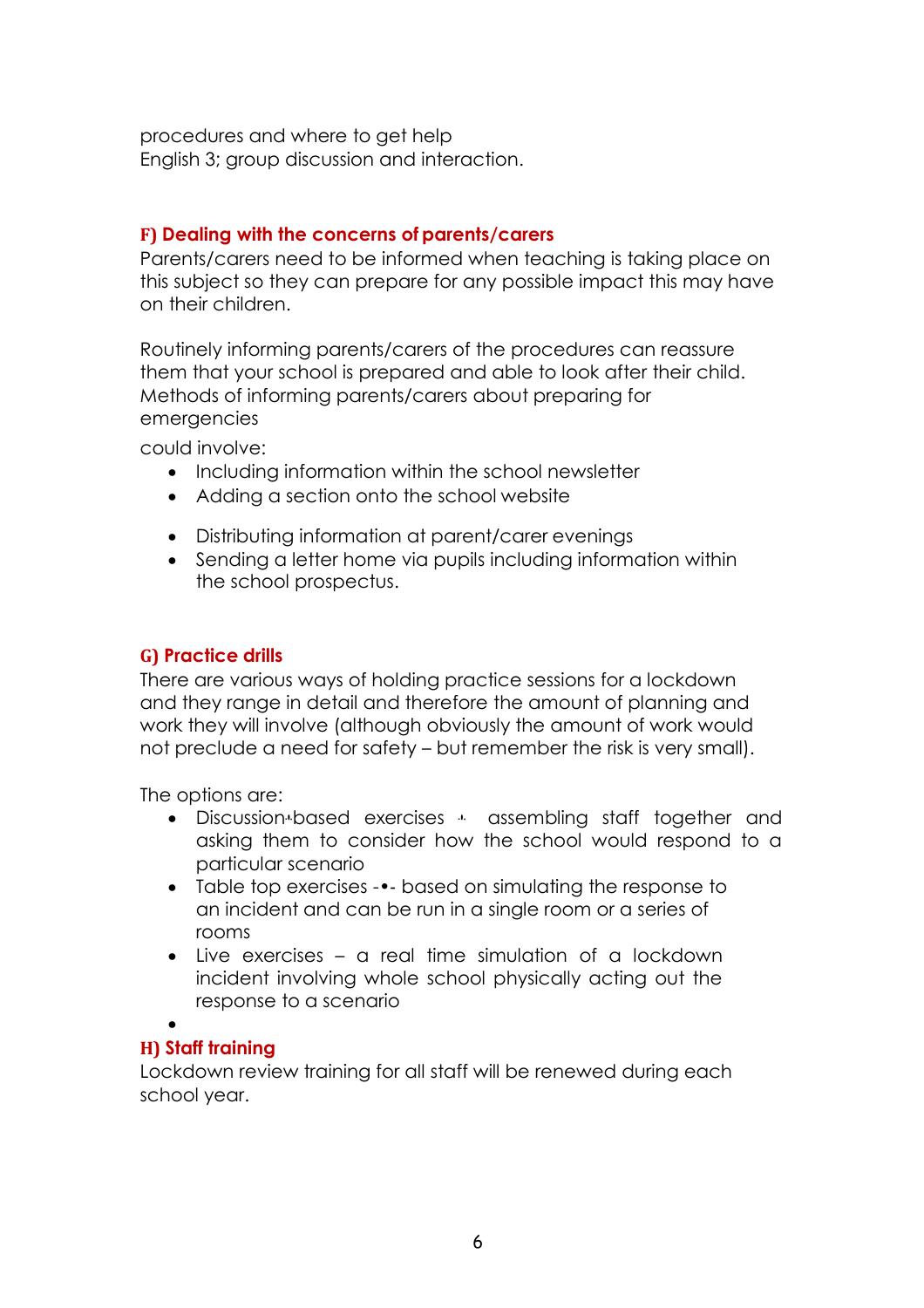procedures and where to get help
English 3; group discussion and interaction.

### F) Dealing with the concerns of parents/carers

Parents/carers need to be informed when teaching is taking place on this subject so they can prepare for any possible impact this may have on their children.

Routinely informing parents/carers of the procedures can reassure them that your school is prepared and able to look after their child. Methods of informing parents/carers about preparing for emergencies
could involve:

- Including information within the school newsletter
- Adding a section onto the school website
- Distributing information at parent/carer evenings
- Sending a letter home via pupils including information within the school prospectus.

### G) Practice drills

There are various ways of holding practice sessions for a lockdown and they range in detail and therefore the amount of planning and work they will involve (although obviously the amount of work would not preclude a need for safety – but remember the risk is very small).

The options are:

- Discussion-based exercises - assembling staff together and asking them to consider how the school would respond to a particular scenario
- Table top exercises -•- based on simulating the response to an incident and can be run in a single room or a series of rooms
- Live exercises – a real time simulation of a lockdown incident involving whole school physically acting out the response to a scenario

### H) Staff training

Lockdown review training for all staff will be renewed during each school year.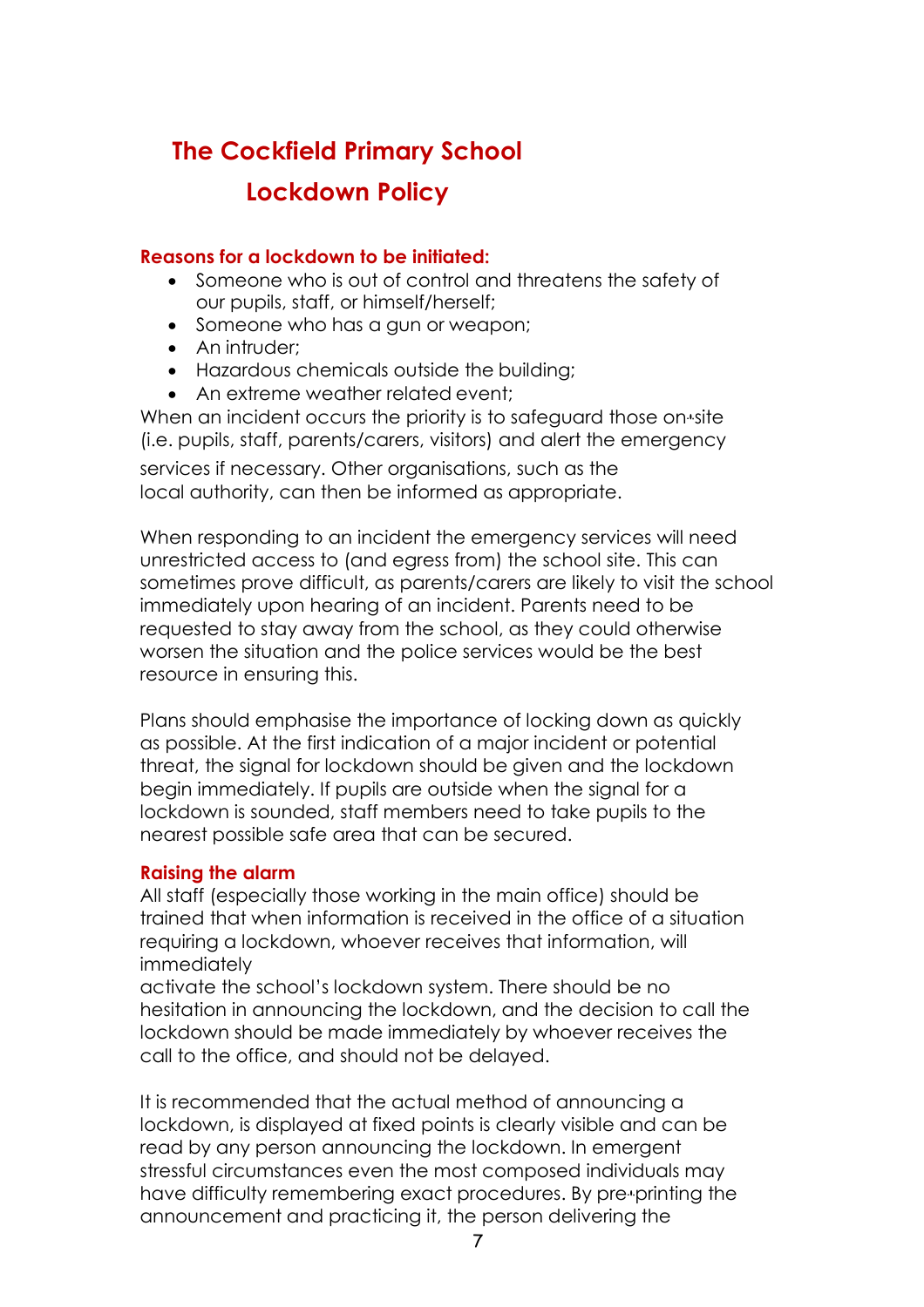# The Cockfield Primary School

## Lockdown Policy

### Reasons for a lockdown to be initiated:

- Someone who is out of control and threatens the safety of our pupils, staff, or himself/herself;
- Someone who has a gun or weapon;
- An intruder;
- Hazardous chemicals outside the building;
- An extreme weather related event;

When an incident occurs the priority is to safeguard those on-site (i.e. pupils, staff, parents/carers, visitors) and alert the emergency services if necessary. Other organisations, such as the local authority, can then be informed as appropriate.

When responding to an incident the emergency services will need unrestricted access to (and egress from) the school site. This can sometimes prove difficult, as parents/carers are likely to visit the school immediately upon hearing of an incident. Parents need to be requested to stay away from the school, as they could otherwise worsen the situation and the police services would be the best resource in ensuring this.

Plans should emphasise the importance of locking down as quickly as possible. At the first indication of a major incident or potential threat, the signal for lockdown should be given and the lockdown begin immediately. If pupils are outside when the signal for a lockdown is sounded, staff members need to take pupils to the nearest possible safe area that can be secured.

### Raising the alarm

All staff (especially those working in the main office) should be trained that when information is received in the office of a situation requiring a lockdown, whoever receives that information, will immediately activate the school's lockdown system. There should be no hesitation in announcing the lockdown, and the decision to call the lockdown should be made immediately by whoever receives the call to the office, and should not be delayed.

It is recommended that the actual method of announcing a lockdown, is displayed at fixed points is clearly visible and can be read by any person announcing the lockdown. In emergent stressful circumstances even the most composed individuals may have difficulty remembering exact procedures. By pre-printing the announcement and practicing it, the person delivering the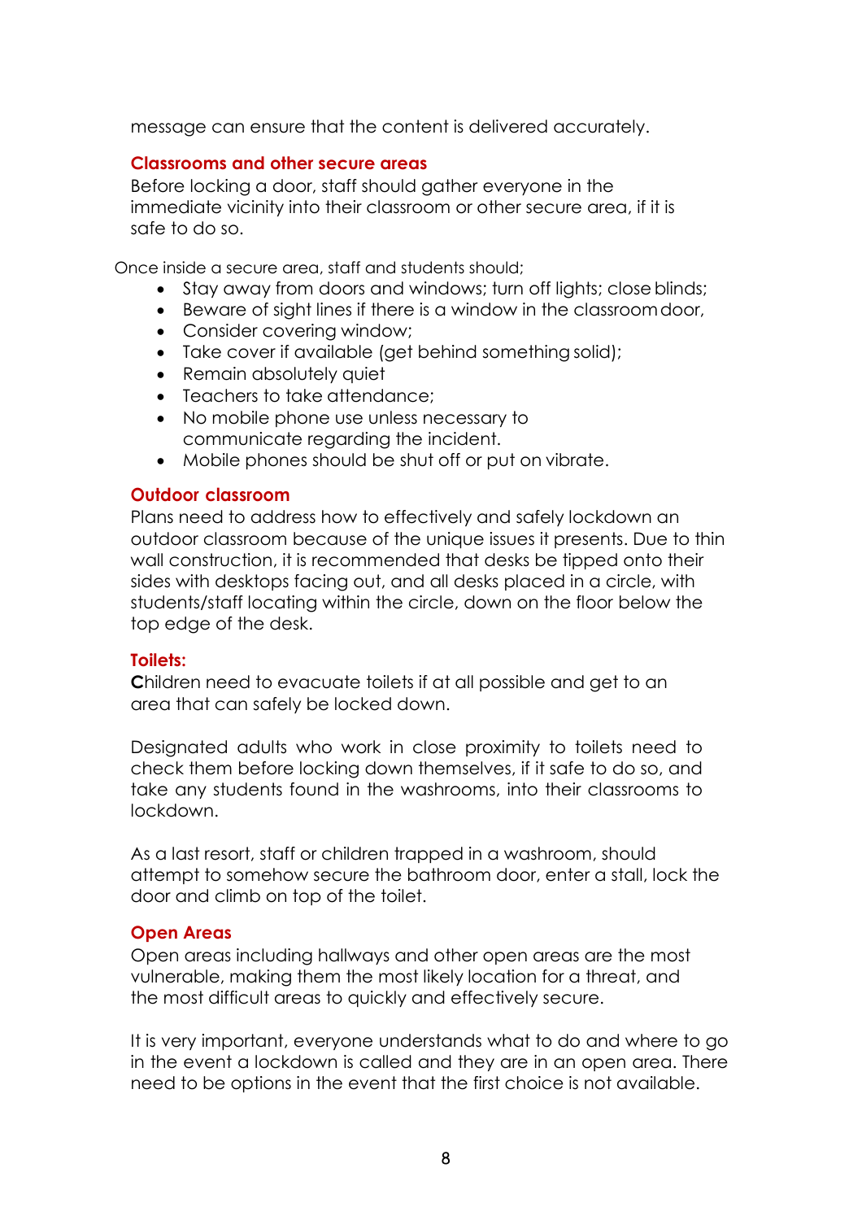message can ensure that the content is delivered accurately.

### Classrooms and other secure areas

Before locking a door, staff should gather everyone in the immediate vicinity into their classroom or other secure area, if it is safe to do so.

Once inside a secure area, staff and students should;

- Stay away from doors and windows; turn off lights; close blinds;
- Beware of sight lines if there is a window in the classroom door,
- Consider covering window;
- Take cover if available (get behind something solid);
- Remain absolutely quiet
- Teachers to take attendance;
- No mobile phone use unless necessary to communicate regarding the incident.
- Mobile phones should be shut off or put on vibrate.

### Outdoor classroom

Plans need to address how to effectively and safely lockdown an outdoor classroom because of the unique issues it presents. Due to thin wall construction, it is recommended that desks be tipped onto their sides with desktops facing out, and all desks placed in a circle, with students/staff locating within the circle, down on the floor below the top edge of the desk.

### Toilets:

**C**hildren need to evacuate toilets if at all possible and get to an area that can safely be locked down.

Designated adults who work in close proximity to toilets need to check them before locking down themselves, if it safe to do so, and take any students found in the washrooms, into their classrooms to lockdown.

As a last resort, staff or children trapped in a washroom, should attempt to somehow secure the bathroom door, enter a stall, lock the door and climb on top of the toilet.

### Open Areas

Open areas including hallways and other open areas are the most vulnerable, making them the most likely location for a threat, and the most difficult areas to quickly and effectively secure.

It is very important, everyone understands what to do and where to go in the event a lockdown is called and they are in an open area. There need to be options in the event that the first choice is not available.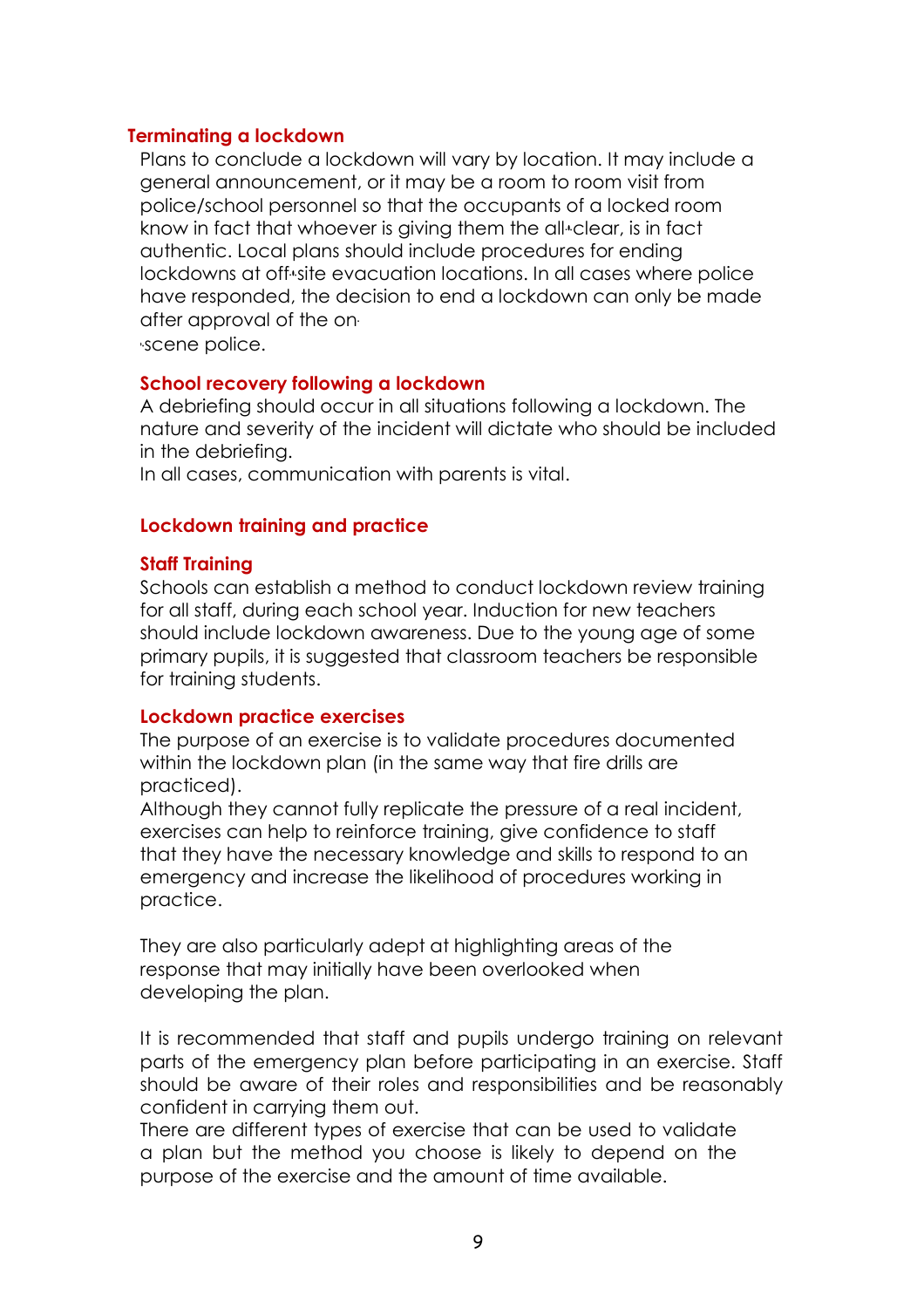## Terminating a lockdown

Plans to conclude a lockdown will vary by location. It may include a general announcement, or it may be a room to room visit from police/school personnel so that the occupants of a locked room know in fact that whoever is giving them the all-clear, is in fact authentic. Local plans should include procedures for ending lockdowns at off-site evacuation locations. In all cases where police have responded, the decision to end a lockdown can only be made after approval of the on-scene police.

### School recovery following a lockdown

A debriefing should occur in all situations following a lockdown. The nature and severity of the incident will dictate who should be included in the debriefing.

In all cases, communication with parents is vital.

## Lockdown training and practice

### Staff Training

Schools can establish a method to conduct lockdown review training for all staff, during each school year. Induction for new teachers should include lockdown awareness. Due to the young age of some primary pupils, it is suggested that classroom teachers be responsible for training students.

### Lockdown practice exercises

The purpose of an exercise is to validate procedures documented within the lockdown plan (in the same way that fire drills are practiced).

Although they cannot fully replicate the pressure of a real incident, exercises can help to reinforce training, give confidence to staff that they have the necessary knowledge and skills to respond to an emergency and increase the likelihood of procedures working in practice.

They are also particularly adept at highlighting areas of the response that may initially have been overlooked when developing the plan.

It is recommended that staff and pupils undergo training on relevant parts of the emergency plan before participating in an exercise. Staff should be aware of their roles and responsibilities and be reasonably confident in carrying them out.

There are different types of exercise that can be used to validate a plan but the method you choose is likely to depend on the purpose of the exercise and the amount of time available.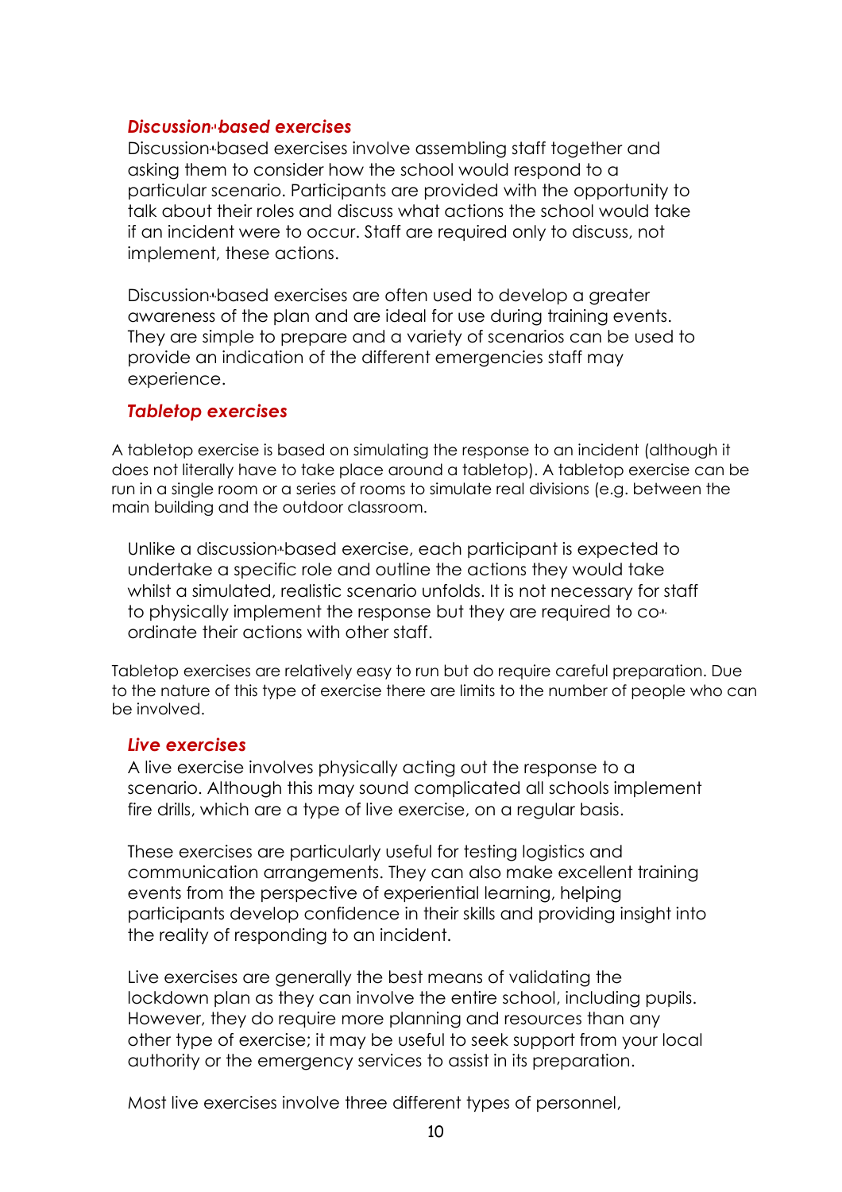### *Discussion-based exercises*

Discussion-based exercises involve assembling staff together and asking them to consider how the school would respond to a particular scenario. Participants are provided with the opportunity to talk about their roles and discuss what actions the school would take if an incident were to occur. Staff are required only to discuss, not implement, these actions.

Discussion-based exercises are often used to develop a greater awareness of the plan and are ideal for use during training events. They are simple to prepare and a variety of scenarios can be used to provide an indication of the different emergencies staff may experience.

### *Tabletop exercises*

A tabletop exercise is based on simulating the response to an incident (although it does not literally have to take place around a tabletop). A tabletop exercise can be run in a single room or a series of rooms to simulate real divisions (e.g. between the main building and the outdoor classroom.

Unlike a discussion-based exercise, each participant is expected to undertake a specific role and outline the actions they would take whilst a simulated, realistic scenario unfolds. It is not necessary for staff to physically implement the response but they are required to co-ordinate their actions with other staff.

Tabletop exercises are relatively easy to run but do require careful preparation. Due to the nature of this type of exercise there are limits to the number of people who can be involved.

### *Live exercises*

A live exercise involves physically acting out the response to a scenario. Although this may sound complicated all schools implement fire drills, which are a type of live exercise, on a regular basis.

These exercises are particularly useful for testing logistics and communication arrangements. They can also make excellent training events from the perspective of experiential learning, helping participants develop confidence in their skills and providing insight into the reality of responding to an incident.

Live exercises are generally the best means of validating the lockdown plan as they can involve the entire school, including pupils. However, they do require more planning and resources than any other type of exercise; it may be useful to seek support from your local authority or the emergency services to assist in its preparation.

Most live exercises involve three different types of personnel,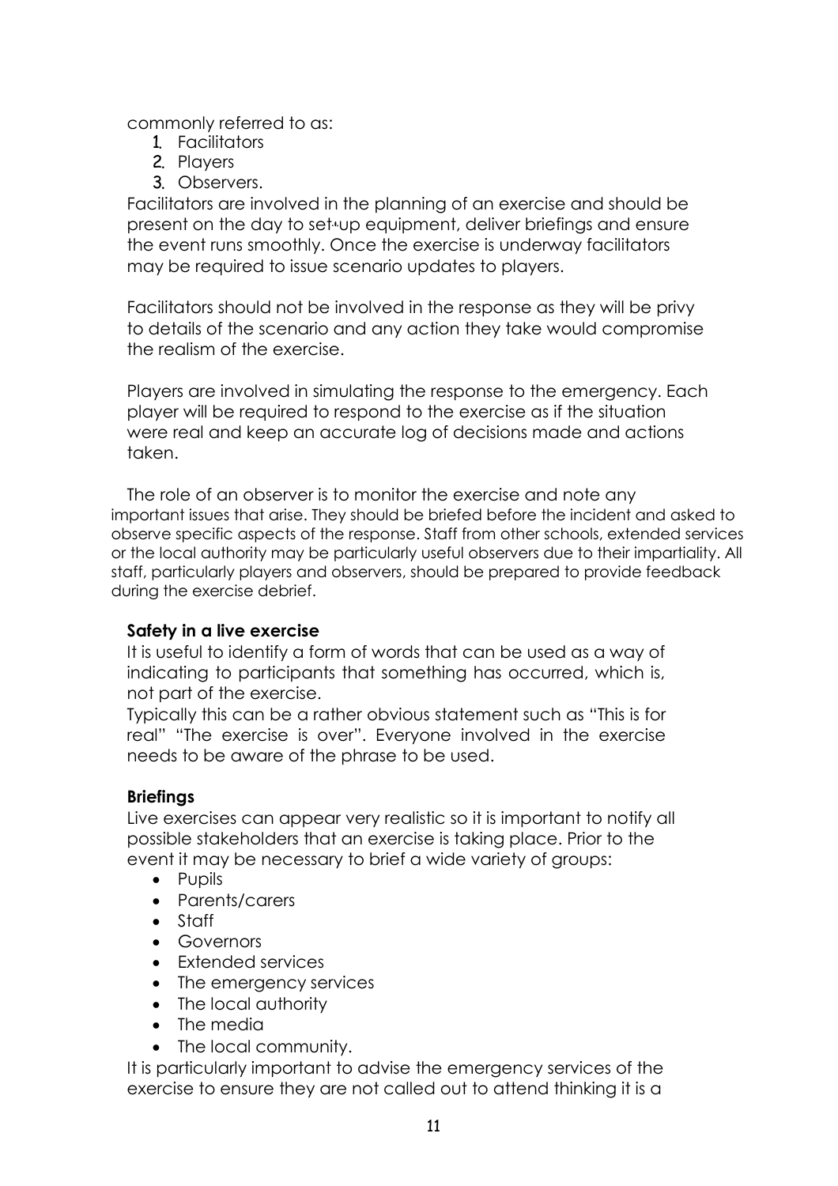commonly referred to as:

1. Facilitators
2. Players
3. Observers.

Facilitators are involved in the planning of an exercise and should be present on the day to set-up equipment, deliver briefings and ensure the event runs smoothly. Once the exercise is underway facilitators may be required to issue scenario updates to players.

Facilitators should not be involved in the response as they will be privy to details of the scenario and any action they take would compromise the realism of the exercise.

Players are involved in simulating the response to the emergency. Each player will be required to respond to the exercise as if the situation were real and keep an accurate log of decisions made and actions taken.

The role of an observer is to monitor the exercise and note any important issues that arise. They should be briefed before the incident and asked to observe specific aspects of the response. Staff from other schools, extended services or the local authority may be particularly useful observers due to their impartiality. All staff, particularly players and observers, should be prepared to provide feedback during the exercise debrief.

**Safety in a live exercise**

It is useful to identify a form of words that can be used as a way of indicating to participants that something has occurred, which is, not part of the exercise.

Typically this can be a rather obvious statement such as "This is for real" "The exercise is over". Everyone involved in the exercise needs to be aware of the phrase to be used.

**Briefings**

Live exercises can appear very realistic so it is important to notify all possible stakeholders that an exercise is taking place. Prior to the event it may be necessary to brief a wide variety of groups:

- Pupils
- Parents/carers
- Staff
- Governors
- Extended services
- The emergency services
- The local authority
- The media
- The local community.

It is particularly important to advise the emergency services of the exercise to ensure they are not called out to attend thinking it is a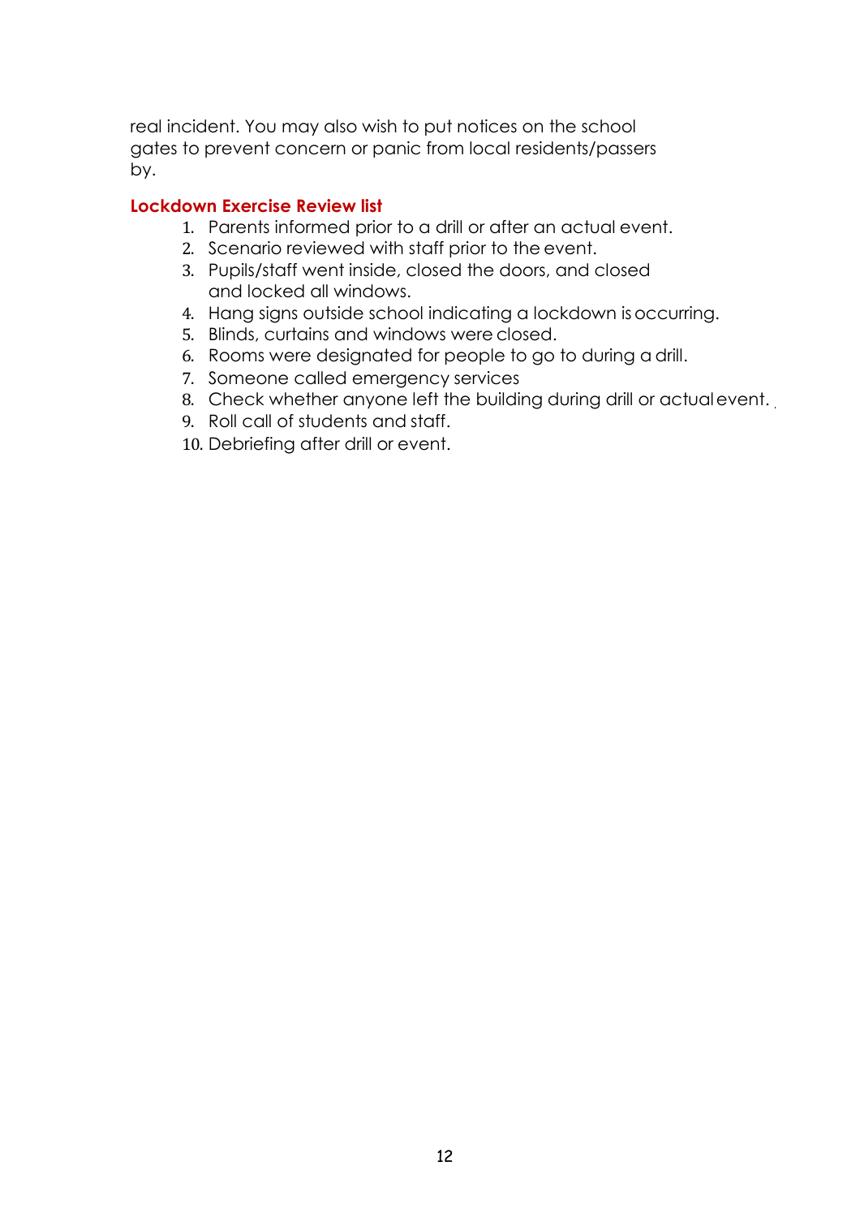real incident. You may also wish to put notices on the school gates to prevent concern or panic from local residents/passers by.

## Lockdown Exercise Review list

1. Parents informed prior to a drill or after an actual event.
2. Scenario reviewed with staff prior to the event.
3. Pupils/staff went inside, closed the doors, and closed and locked all windows.
4. Hang signs outside school indicating a lockdown is occurring.
5. Blinds, curtains and windows were closed.
6. Rooms were designated for people to go to during a drill.
7. Someone called emergency services
8. Check whether anyone left the building during drill or actual event.
9. Roll call of students and staff.
10. Debriefing after drill or event.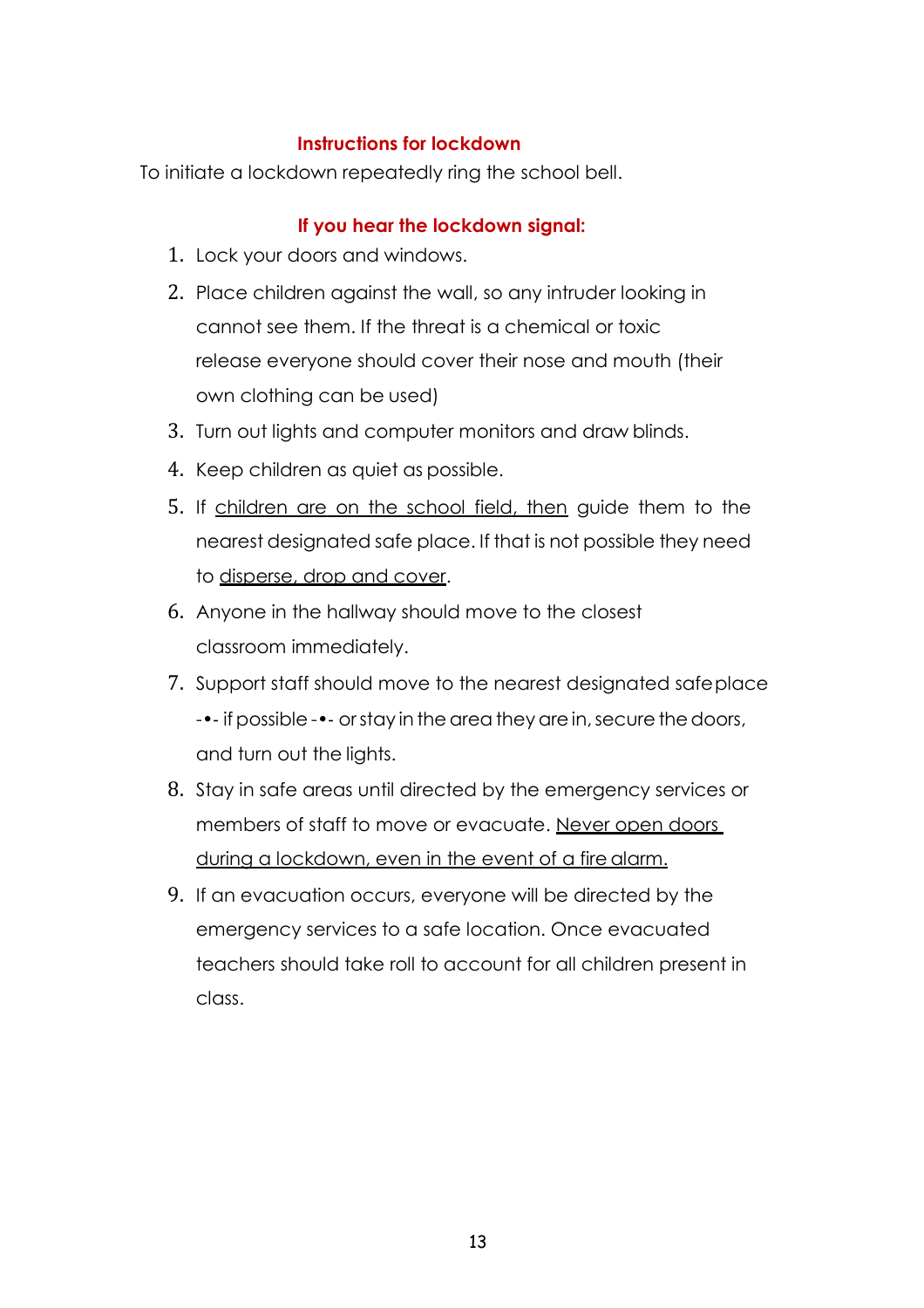## Instructions for lockdown

To initiate a lockdown repeatedly ring the school bell.

### If you hear the lockdown signal:

1. Lock your doors and windows.
2. Place children against the wall, so any intruder looking in cannot see them. If the threat is a chemical or toxic release everyone should cover their nose and mouth (their own clothing can be used)
3. Turn out lights and computer monitors and draw blinds.
4. Keep children as quiet as possible.
5. If <u>children are on the school field, then</u> guide them to the nearest designated safe place. If that is not possible they need to <u>disperse, drop and cover</u>.
6. Anyone in the hallway should move to the closest classroom immediately.
7. Support staff should move to the nearest designated safe place -•- if possible -•- or stay in the area they are in, secure the doors, and turn out the lights.
8. Stay in safe areas until directed by the emergency services or members of staff to move or evacuate. <u>Never open doors during a lockdown, even in the event of a fire alarm.</u>
9. If an evacuation occurs, everyone will be directed by the emergency services to a safe location. Once evacuated teachers should take roll to account for all children present in class.